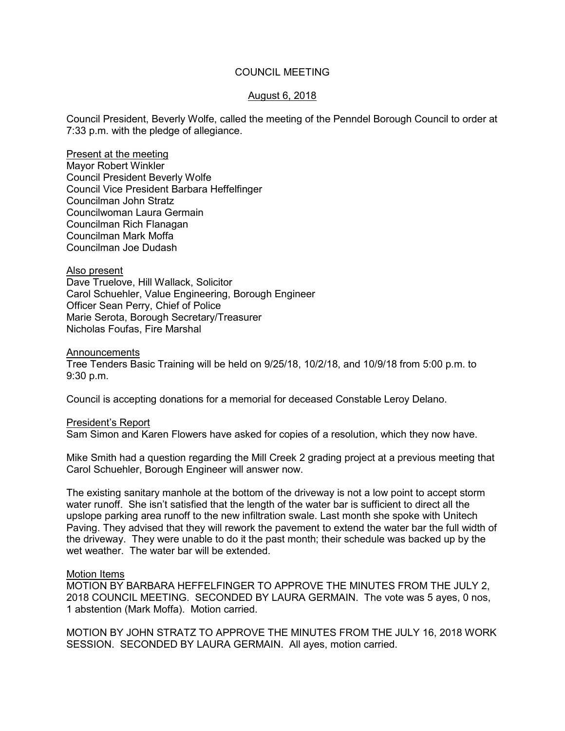# COUNCIL MEETING

## August 6, 2018

Council President, Beverly Wolfe, called the meeting of the Penndel Borough Council to order at 7:33 p.m. with the pledge of allegiance.

Present at the meeting
Mayor Robert Winkler
Council President Beverly Wolfe
Council Vice President Barbara Heffelfinger
Councilman John Stratz
Councilwoman Laura Germain
Councilman Rich Flanagan
Councilman Mark Moffa
Councilman Joe Dudash

Also present
Dave Truelove, Hill Wallack, Solicitor
Carol Schuehler, Value Engineering, Borough Engineer
Officer Sean Perry, Chief of Police
Marie Serota, Borough Secretary/Treasurer
Nicholas Foufas, Fire Marshal

Announcements
Tree Tenders Basic Training will be held on 9/25/18, 10/2/18, and 10/9/18 from 5:00 p.m. to 9:30 p.m.

Council is accepting donations for a memorial for deceased Constable Leroy Delano.

President's Report
Sam Simon and Karen Flowers have asked for copies of a resolution, which they now have.

Mike Smith had a question regarding the Mill Creek 2 grading project at a previous meeting that Carol Schuehler, Borough Engineer will answer now.

The existing sanitary manhole at the bottom of the driveway is not a low point to accept storm water runoff. She isn't satisfied that the length of the water bar is sufficient to direct all the upslope parking area runoff to the new infiltration swale. Last month she spoke with Unitech Paving. They advised that they will rework the pavement to extend the water bar the full width of the driveway. They were unable to do it the past month; their schedule was backed up by the wet weather. The water bar will be extended.

Motion Items
MOTION BY BARBARA HEFFELFINGER TO APPROVE THE MINUTES FROM THE JULY 2, 2018 COUNCIL MEETING. SECONDED BY LAURA GERMAIN. The vote was 5 ayes, 0 nos, 1 abstention (Mark Moffa). Motion carried.

MOTION BY JOHN STRATZ TO APPROVE THE MINUTES FROM THE JULY 16, 2018 WORK SESSION. SECONDED BY LAURA GERMAIN. All ayes, motion carried.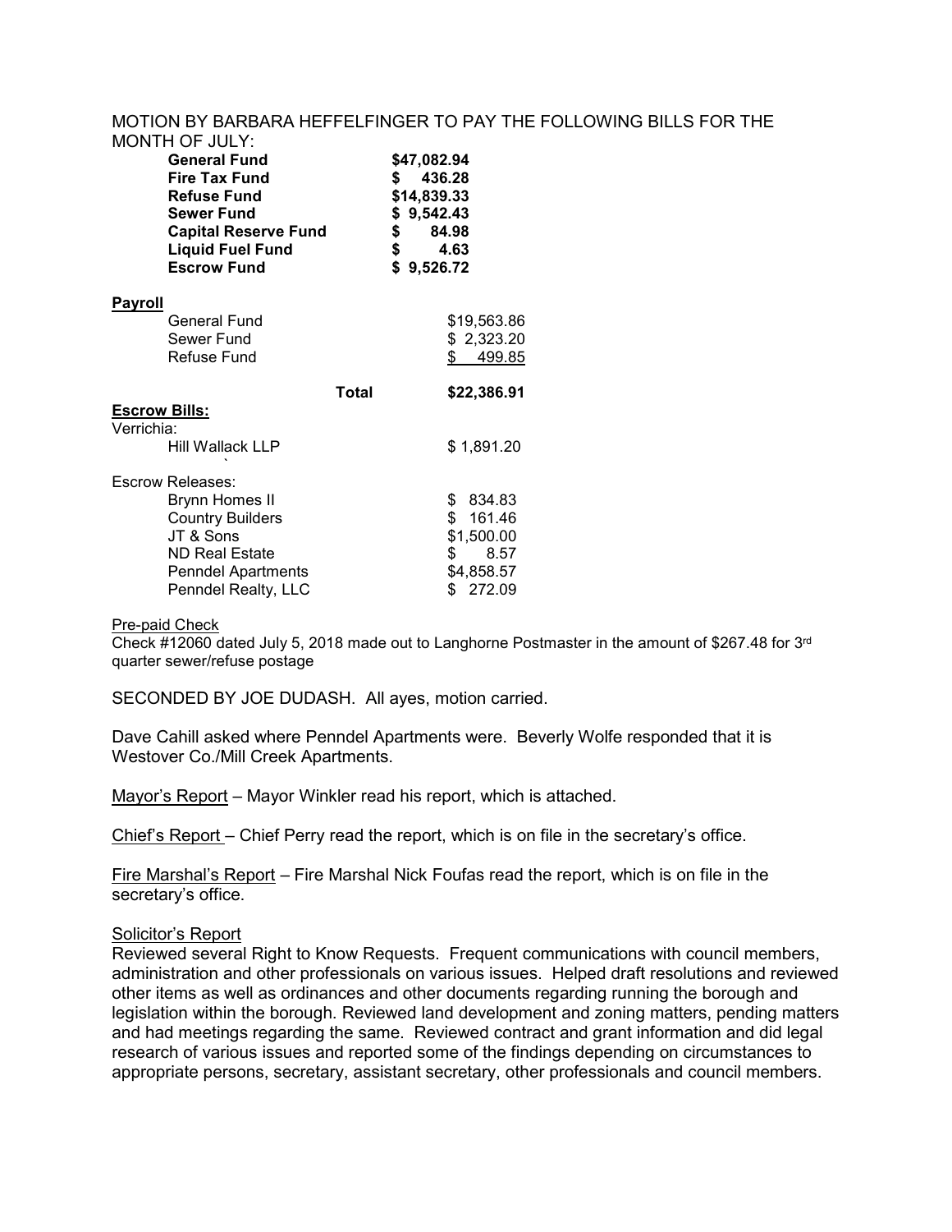MOTION BY BARBARA HEFFELFINGER TO PAY THE FOLLOWING BILLS FOR THE MONTH OF JULY:

| | |
|---|---|
| **General Fund** | **$47,082.94** |
| **Fire Tax Fund** | **$ 436.28** |
| **Refuse Fund** | **$14,839.33** |
| **Sewer Fund** | **$ 9,542.43** |
| **Capital Reserve Fund** | **$ 84.98** |
| **Liquid Fuel Fund** | **$ 4.63** |
| **Escrow Fund** | **$ 9,526.72** |

**Payroll**

| | |
|---|---|
| General Fund | $19,563.86 |
| Sewer Fund | $ 2,323.20 |
| Refuse Fund | $ 499.85 |
| **Total** | **$22,386.91** |

**Escrow Bills:**

Verrichia:

| | |
|---|---|
| Hill Wallack LLP | $ 1,891.20 |

Escrow Releases:

| | |
|---|---|
| Brynn Homes II | $ 834.83 |
| Country Builders | $ 161.46 |
| JT & Sons | $1,500.00 |
| ND Real Estate | $ 8.57 |
| Penndel Apartments | $4,858.57 |
| Penndel Realty, LLC | $ 272.09 |

Pre-paid Check

Check #12060 dated July 5, 2018 made out to Langhorne Postmaster in the amount of $267.48 for 3rd quarter sewer/refuse postage

SECONDED BY JOE DUDASH. All ayes, motion carried.

Dave Cahill asked where Penndel Apartments were. Beverly Wolfe responded that it is Westover Co./Mill Creek Apartments.

Mayor's Report – Mayor Winkler read his report, which is attached.

Chief's Report – Chief Perry read the report, which is on file in the secretary's office.

Fire Marshal's Report – Fire Marshal Nick Foufas read the report, which is on file in the secretary's office.

Solicitor's Report

Reviewed several Right to Know Requests. Frequent communications with council members, administration and other professionals on various issues. Helped draft resolutions and reviewed other items as well as ordinances and other documents regarding running the borough and legislation within the borough. Reviewed land development and zoning matters, pending matters and had meetings regarding the same. Reviewed contract and grant information and did legal research of various issues and reported some of the findings depending on circumstances to appropriate persons, secretary, assistant secretary, other professionals and council members.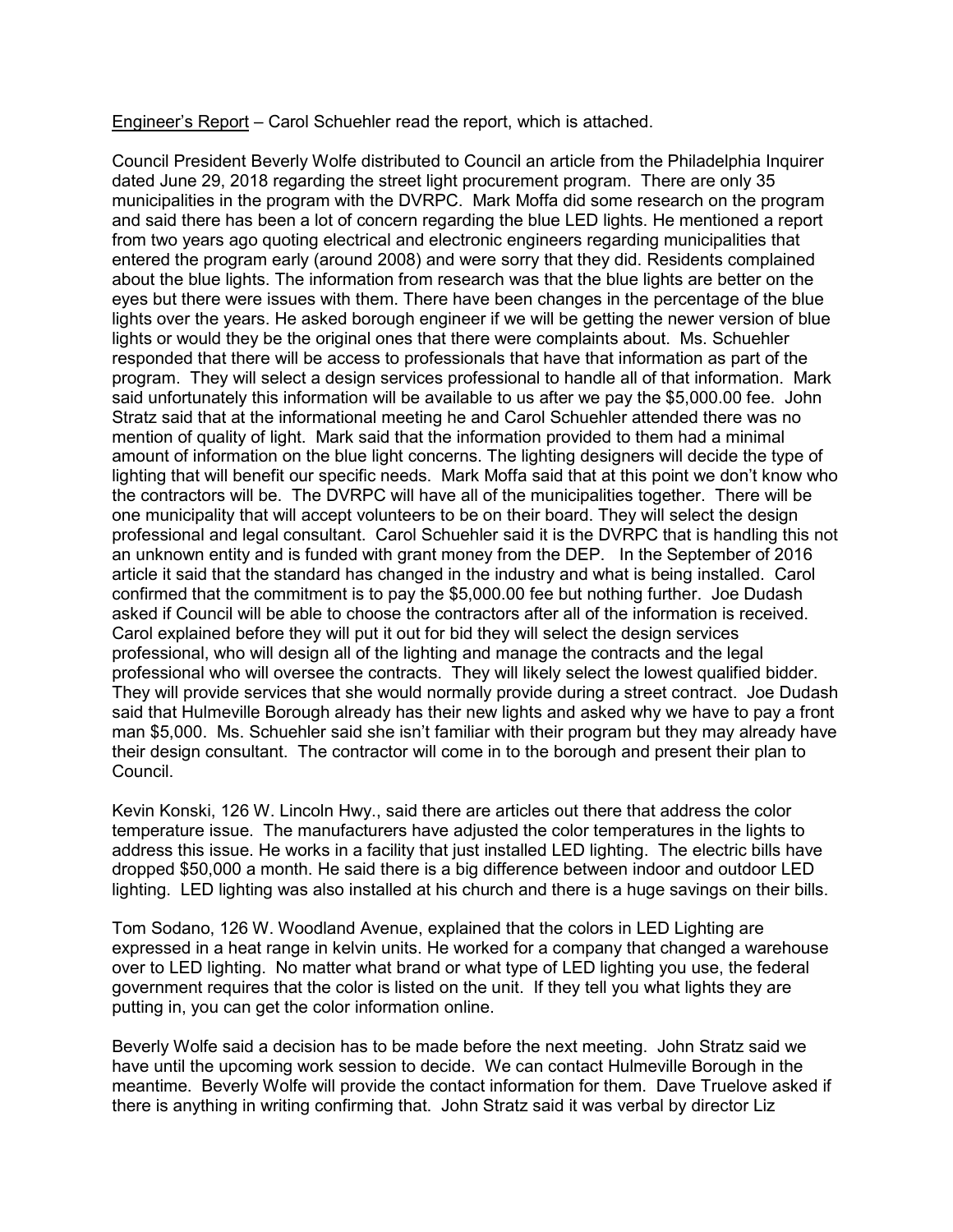Engineer's Report – Carol Schuehler read the report, which is attached.

Council President Beverly Wolfe distributed to Council an article from the Philadelphia Inquirer dated June 29, 2018 regarding the street light procurement program. There are only 35 municipalities in the program with the DVRPC. Mark Moffa did some research on the program and said there has been a lot of concern regarding the blue LED lights. He mentioned a report from two years ago quoting electrical and electronic engineers regarding municipalities that entered the program early (around 2008) and were sorry that they did. Residents complained about the blue lights. The information from research was that the blue lights are better on the eyes but there were issues with them. There have been changes in the percentage of the blue lights over the years. He asked borough engineer if we will be getting the newer version of blue lights or would they be the original ones that there were complaints about. Ms. Schuehler responded that there will be access to professionals that have that information as part of the program. They will select a design services professional to handle all of that information. Mark said unfortunately this information will be available to us after we pay the $5,000.00 fee. John Stratz said that at the informational meeting he and Carol Schuehler attended there was no mention of quality of light. Mark said that the information provided to them had a minimal amount of information on the blue light concerns. The lighting designers will decide the type of lighting that will benefit our specific needs. Mark Moffa said that at this point we don't know who the contractors will be. The DVRPC will have all of the municipalities together. There will be one municipality that will accept volunteers to be on their board. They will select the design professional and legal consultant. Carol Schuehler said it is the DVRPC that is handling this not an unknown entity and is funded with grant money from the DEP. In the September of 2016 article it said that the standard has changed in the industry and what is being installed. Carol confirmed that the commitment is to pay the $5,000.00 fee but nothing further. Joe Dudash asked if Council will be able to choose the contractors after all of the information is received. Carol explained before they will put it out for bid they will select the design services professional, who will design all of the lighting and manage the contracts and the legal professional who will oversee the contracts. They will likely select the lowest qualified bidder. They will provide services that she would normally provide during a street contract. Joe Dudash said that Hulmeville Borough already has their new lights and asked why we have to pay a front man $5,000. Ms. Schuehler said she isn't familiar with their program but they may already have their design consultant. The contractor will come in to the borough and present their plan to Council.

Kevin Konski, 126 W. Lincoln Hwy., said there are articles out there that address the color temperature issue. The manufacturers have adjusted the color temperatures in the lights to address this issue. He works in a facility that just installed LED lighting. The electric bills have dropped $50,000 a month. He said there is a big difference between indoor and outdoor LED lighting. LED lighting was also installed at his church and there is a huge savings on their bills.

Tom Sodano, 126 W. Woodland Avenue, explained that the colors in LED Lighting are expressed in a heat range in kelvin units. He worked for a company that changed a warehouse over to LED lighting. No matter what brand or what type of LED lighting you use, the federal government requires that the color is listed on the unit. If they tell you what lights they are putting in, you can get the color information online.

Beverly Wolfe said a decision has to be made before the next meeting. John Stratz said we have until the upcoming work session to decide. We can contact Hulmeville Borough in the meantime. Beverly Wolfe will provide the contact information for them. Dave Truelove asked if there is anything in writing confirming that. John Stratz said it was verbal by director Liz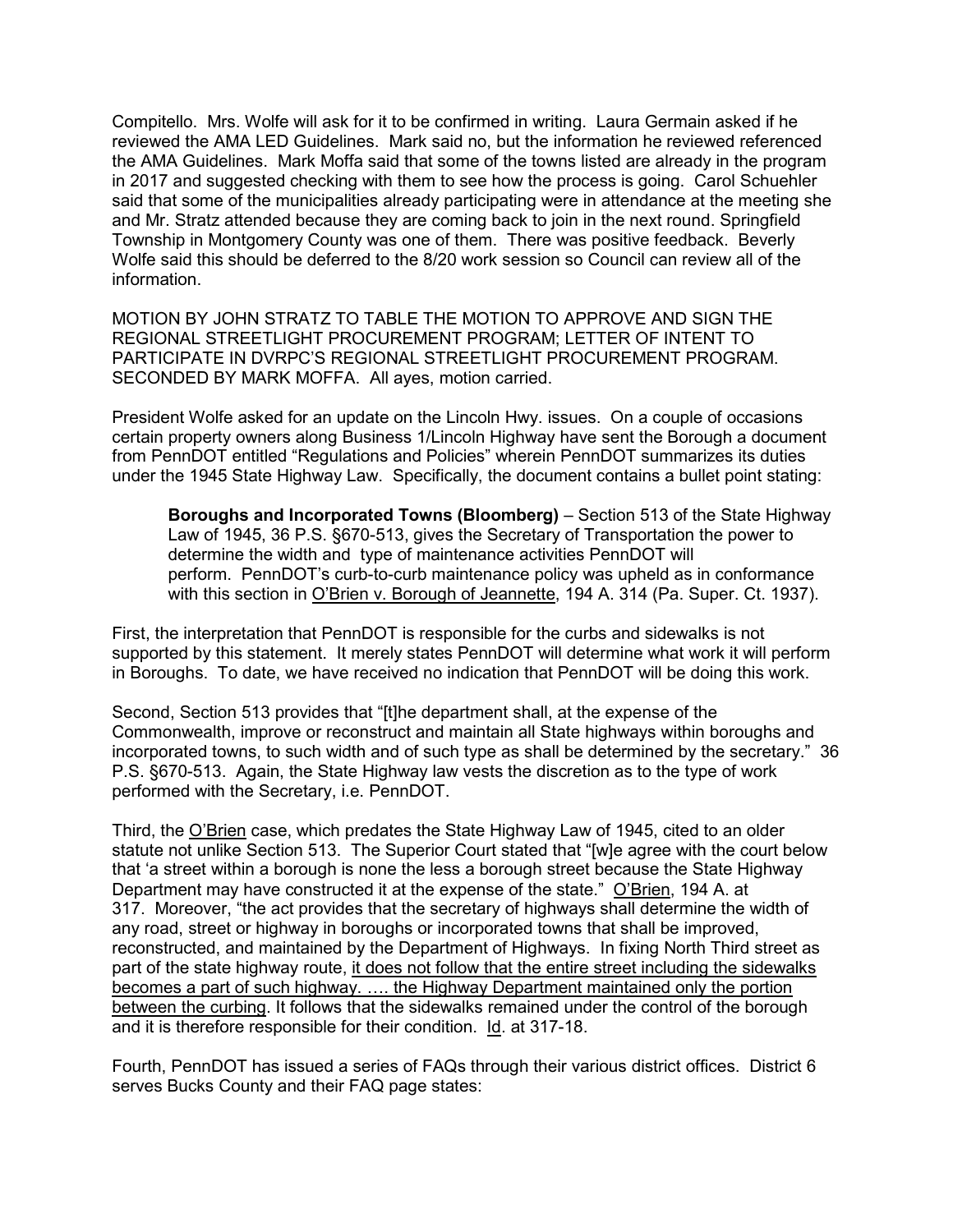Compitello. Mrs. Wolfe will ask for it to be confirmed in writing. Laura Germain asked if he reviewed the AMA LED Guidelines. Mark said no, but the information he reviewed referenced the AMA Guidelines. Mark Moffa said that some of the towns listed are already in the program in 2017 and suggested checking with them to see how the process is going. Carol Schuehler said that some of the municipalities already participating were in attendance at the meeting she and Mr. Stratz attended because they are coming back to join in the next round. Springfield Township in Montgomery County was one of them. There was positive feedback. Beverly Wolfe said this should be deferred to the 8/20 work session so Council can review all of the information.

MOTION BY JOHN STRATZ TO TABLE THE MOTION TO APPROVE AND SIGN THE REGIONAL STREETLIGHT PROCUREMENT PROGRAM; LETTER OF INTENT TO PARTICIPATE IN DVRPC'S REGIONAL STREETLIGHT PROCUREMENT PROGRAM. SECONDED BY MARK MOFFA. All ayes, motion carried.

President Wolfe asked for an update on the Lincoln Hwy. issues. On a couple of occasions certain property owners along Business 1/Lincoln Highway have sent the Borough a document from PennDOT entitled "Regulations and Policies" wherein PennDOT summarizes its duties under the 1945 State Highway Law. Specifically, the document contains a bullet point stating:

> **Boroughs and Incorporated Towns (Bloomberg)** – Section 513 of the State Highway Law of 1945, 36 P.S. §670-513, gives the Secretary of Transportation the power to determine the width and type of maintenance activities PennDOT will perform. PennDOT's curb-to-curb maintenance policy was upheld as in conformance with this section in <u>O'Brien v. Borough of Jeannette</u>, 194 A. 314 (Pa. Super. Ct. 1937).

First, the interpretation that PennDOT is responsible for the curbs and sidewalks is not supported by this statement. It merely states PennDOT will determine what work it will perform in Boroughs. To date, we have received no indication that PennDOT will be doing this work.

Second, Section 513 provides that "[t]he department shall, at the expense of the Commonwealth, improve or reconstruct and maintain all State highways within boroughs and incorporated towns, to such width and of such type as shall be determined by the secretary." 36 P.S. §670-513. Again, the State Highway law vests the discretion as to the type of work performed with the Secretary, i.e. PennDOT.

Third, the <u>O'Brien</u> case, which predates the State Highway Law of 1945, cited to an older statute not unlike Section 513. The Superior Court stated that "[w]e agree with the court below that 'a street within a borough is none the less a borough street because the State Highway Department may have constructed it at the expense of the state." <u>O'Brien</u>, 194 A. at 317. Moreover, "the act provides that the secretary of highways shall determine the width of any road, street or highway in boroughs or incorporated towns that shall be improved, reconstructed, and maintained by the Department of Highways. In fixing North Third street as part of the state highway route, <u>it does not follow that the entire street including the sidewalks becomes a part of such highway. …. the Highway Department maintained only the portion between the curbing</u>. It follows that the sidewalks remained under the control of the borough and it is therefore responsible for their condition. <u>Id</u>. at 317-18.

Fourth, PennDOT has issued a series of FAQs through their various district offices. District 6 serves Bucks County and their FAQ page states: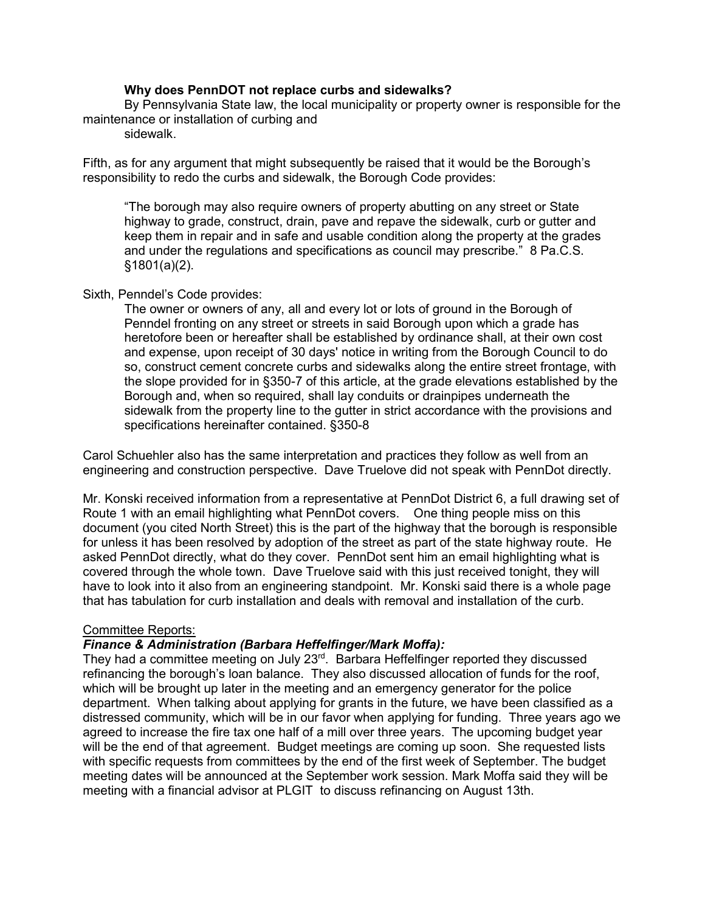**Why does PennDOT not replace curbs and sidewalks?**

By Pennsylvania State law, the local municipality or property owner is responsible for the maintenance or installation of curbing and sidewalk.

Fifth, as for any argument that might subsequently be raised that it would be the Borough's responsibility to redo the curbs and sidewalk, the Borough Code provides:

> "The borough may also require owners of property abutting on any street or State highway to grade, construct, drain, pave and repave the sidewalk, curb or gutter and keep them in repair and in safe and usable condition along the property at the grades and under the regulations and specifications as council may prescribe." 8 Pa.C.S. §1801(a)(2).

Sixth, Penndel's Code provides:

> The owner or owners of any, all and every lot or lots of ground in the Borough of Penndel fronting on any street or streets in said Borough upon which a grade has heretofore been or hereafter shall be established by ordinance shall, at their own cost and expense, upon receipt of 30 days' notice in writing from the Borough Council to do so, construct cement concrete curbs and sidewalks along the entire street frontage, with the slope provided for in §350-7 of this article, at the grade elevations established by the Borough and, when so required, shall lay conduits or drainpipes underneath the sidewalk from the property line to the gutter in strict accordance with the provisions and specifications hereinafter contained. §350-8

Carol Schuehler also has the same interpretation and practices they follow as well from an engineering and construction perspective. Dave Truelove did not speak with PennDot directly.

Mr. Konski received information from a representative at PennDot District 6, a full drawing set of Route 1 with an email highlighting what PennDot covers. One thing people miss on this document (you cited North Street) this is the part of the highway that the borough is responsible for unless it has been resolved by adoption of the street as part of the state highway route. He asked PennDot directly, what do they cover. PennDot sent him an email highlighting what is covered through the whole town. Dave Truelove said with this just received tonight, they will have to look into it also from an engineering standpoint. Mr. Konski said there is a whole page that has tabulation for curb installation and deals with removal and installation of the curb.

Committee Reports:

***Finance & Administration (Barbara Heffelfinger/Mark Moffa):***

They had a committee meeting on July 23rd. Barbara Heffelfinger reported they discussed refinancing the borough's loan balance. They also discussed allocation of funds for the roof, which will be brought up later in the meeting and an emergency generator for the police department. When talking about applying for grants in the future, we have been classified as a distressed community, which will be in our favor when applying for funding. Three years ago we agreed to increase the fire tax one half of a mill over three years. The upcoming budget year will be the end of that agreement. Budget meetings are coming up soon. She requested lists with specific requests from committees by the end of the first week of September. The budget meeting dates will be announced at the September work session. Mark Moffa said they will be meeting with a financial advisor at PLGIT to discuss refinancing on August 13th.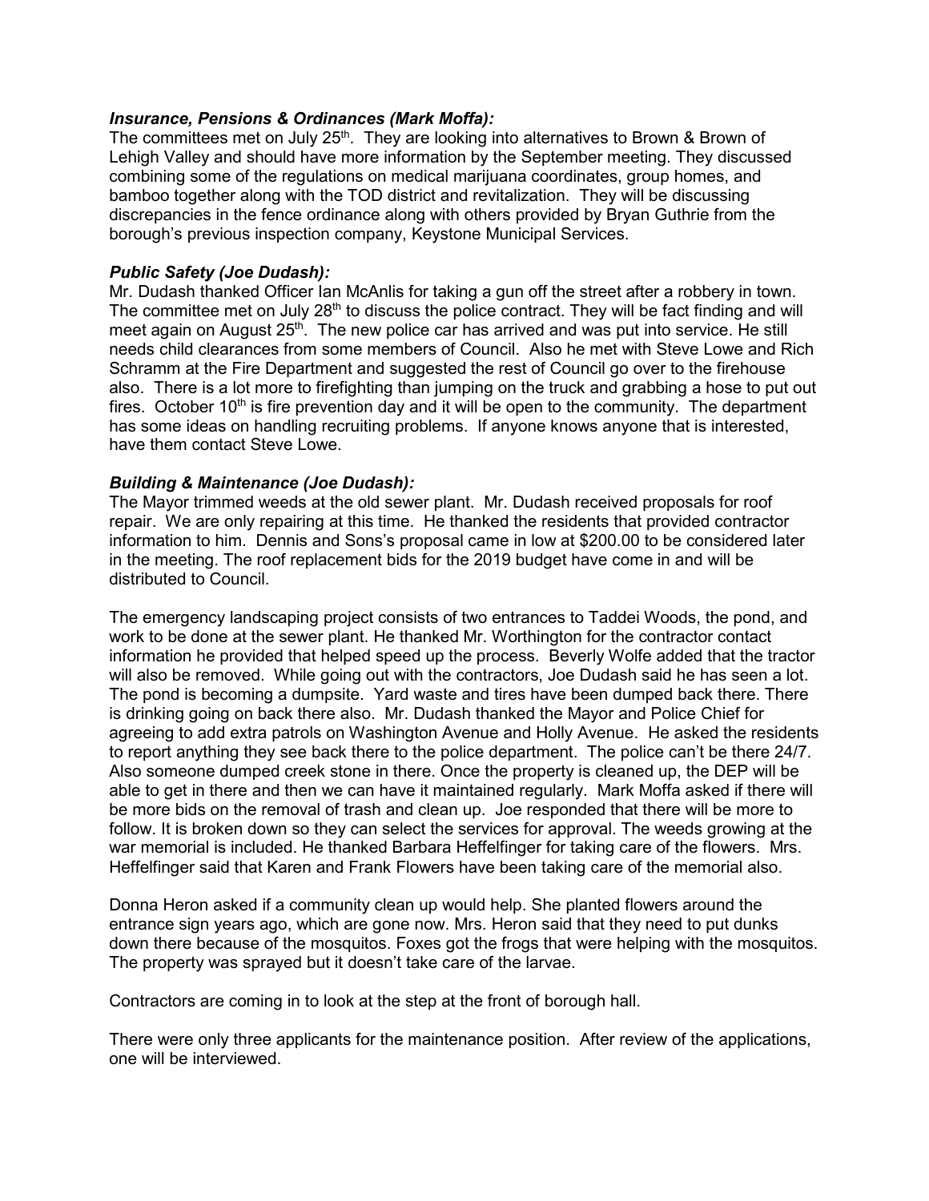***Insurance, Pensions & Ordinances (Mark Moffa):***
The committees met on July 25th. They are looking into alternatives to Brown & Brown of Lehigh Valley and should have more information by the September meeting. They discussed combining some of the regulations on medical marijuana coordinates, group homes, and bamboo together along with the TOD district and revitalization. They will be discussing discrepancies in the fence ordinance along with others provided by Bryan Guthrie from the borough's previous inspection company, Keystone Municipal Services.

***Public Safety (Joe Dudash):***
Mr. Dudash thanked Officer Ian McAnlis for taking a gun off the street after a robbery in town. The committee met on July 28th to discuss the police contract. They will be fact finding and will meet again on August 25th. The new police car has arrived and was put into service. He still needs child clearances from some members of Council. Also he met with Steve Lowe and Rich Schramm at the Fire Department and suggested the rest of Council go over to the firehouse also. There is a lot more to firefighting than jumping on the truck and grabbing a hose to put out fires. October 10th is fire prevention day and it will be open to the community. The department has some ideas on handling recruiting problems. If anyone knows anyone that is interested, have them contact Steve Lowe.

***Building & Maintenance (Joe Dudash):***
The Mayor trimmed weeds at the old sewer plant. Mr. Dudash received proposals for roof repair. We are only repairing at this time. He thanked the residents that provided contractor information to him. Dennis and Sons's proposal came in low at $200.00 to be considered later in the meeting. The roof replacement bids for the 2019 budget have come in and will be distributed to Council.

The emergency landscaping project consists of two entrances to Taddei Woods, the pond, and work to be done at the sewer plant. He thanked Mr. Worthington for the contractor contact information he provided that helped speed up the process. Beverly Wolfe added that the tractor will also be removed. While going out with the contractors, Joe Dudash said he has seen a lot. The pond is becoming a dumpsite. Yard waste and tires have been dumped back there. There is drinking going on back there also. Mr. Dudash thanked the Mayor and Police Chief for agreeing to add extra patrols on Washington Avenue and Holly Avenue. He asked the residents to report anything they see back there to the police department. The police can't be there 24/7. Also someone dumped creek stone in there. Once the property is cleaned up, the DEP will be able to get in there and then we can have it maintained regularly. Mark Moffa asked if there will be more bids on the removal of trash and clean up. Joe responded that there will be more to follow. It is broken down so they can select the services for approval. The weeds growing at the war memorial is included. He thanked Barbara Heffelfinger for taking care of the flowers. Mrs. Heffelfinger said that Karen and Frank Flowers have been taking care of the memorial also.

Donna Heron asked if a community clean up would help. She planted flowers around the entrance sign years ago, which are gone now. Mrs. Heron said that they need to put dunks down there because of the mosquitos. Foxes got the frogs that were helping with the mosquitos. The property was sprayed but it doesn't take care of the larvae.

Contractors are coming in to look at the step at the front of borough hall.

There were only three applicants for the maintenance position. After review of the applications, one will be interviewed.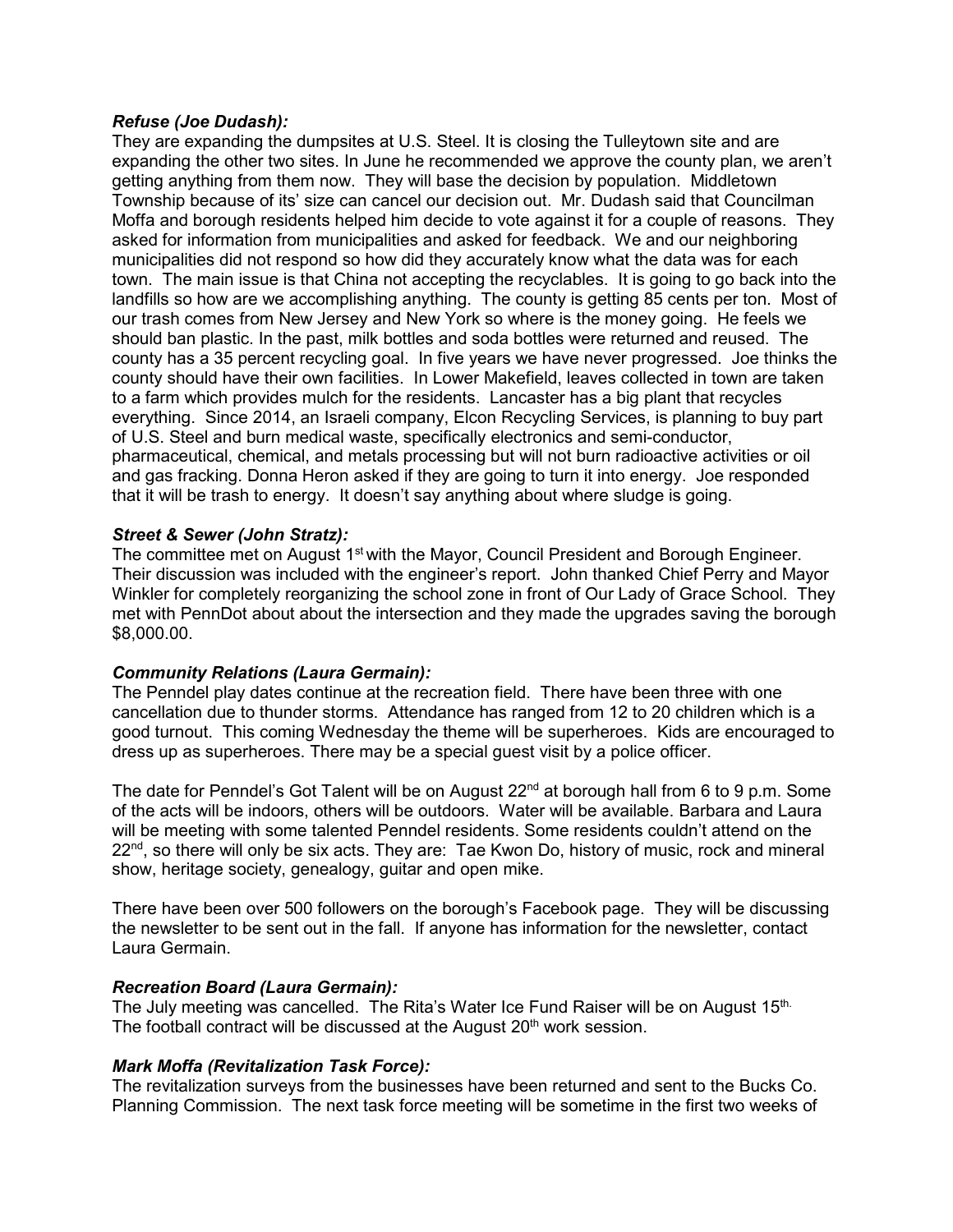***Refuse (Joe Dudash):***

They are expanding the dumpsites at U.S. Steel. It is closing the Tulleytown site and are expanding the other two sites. In June he recommended we approve the county plan, we aren't getting anything from them now. They will base the decision by population. Middletown Township because of its' size can cancel our decision out. Mr. Dudash said that Councilman Moffa and borough residents helped him decide to vote against it for a couple of reasons. They asked for information from municipalities and asked for feedback. We and our neighboring municipalities did not respond so how did they accurately know what the data was for each town. The main issue is that China not accepting the recyclables. It is going to go back into the landfills so how are we accomplishing anything. The county is getting 85 cents per ton. Most of our trash comes from New Jersey and New York so where is the money going. He feels we should ban plastic. In the past, milk bottles and soda bottles were returned and reused. The county has a 35 percent recycling goal. In five years we have never progressed. Joe thinks the county should have their own facilities. In Lower Makefield, leaves collected in town are taken to a farm which provides mulch for the residents. Lancaster has a big plant that recycles everything. Since 2014, an Israeli company, Elcon Recycling Services, is planning to buy part of U.S. Steel and burn medical waste, specifically electronics and semi-conductor, pharmaceutical, chemical, and metals processing but will not burn radioactive activities or oil and gas fracking. Donna Heron asked if they are going to turn it into energy. Joe responded that it will be trash to energy. It doesn't say anything about where sludge is going.

***Street & Sewer (John Stratz):***

The committee met on August 1st with the Mayor, Council President and Borough Engineer. Their discussion was included with the engineer's report. John thanked Chief Perry and Mayor Winkler for completely reorganizing the school zone in front of Our Lady of Grace School. They met with PennDot about about the intersection and they made the upgrades saving the borough $8,000.00.

***Community Relations (Laura Germain):***

The Penndel play dates continue at the recreation field. There have been three with one cancellation due to thunder storms. Attendance has ranged from 12 to 20 children which is a good turnout. This coming Wednesday the theme will be superheroes. Kids are encouraged to dress up as superheroes. There may be a special guest visit by a police officer.

The date for Penndel's Got Talent will be on August 22nd at borough hall from 6 to 9 p.m. Some of the acts will be indoors, others will be outdoors. Water will be available. Barbara and Laura will be meeting with some talented Penndel residents. Some residents couldn't attend on the 22nd, so there will only be six acts. They are: Tae Kwon Do, history of music, rock and mineral show, heritage society, genealogy, guitar and open mike.

There have been over 500 followers on the borough's Facebook page. They will be discussing the newsletter to be sent out in the fall. If anyone has information for the newsletter, contact Laura Germain.

***Recreation Board (Laura Germain):***

The July meeting was cancelled. The Rita's Water Ice Fund Raiser will be on August 15th. The football contract will be discussed at the August 20th work session.

***Mark Moffa (Revitalization Task Force):***

The revitalization surveys from the businesses have been returned and sent to the Bucks Co. Planning Commission. The next task force meeting will be sometime in the first two weeks of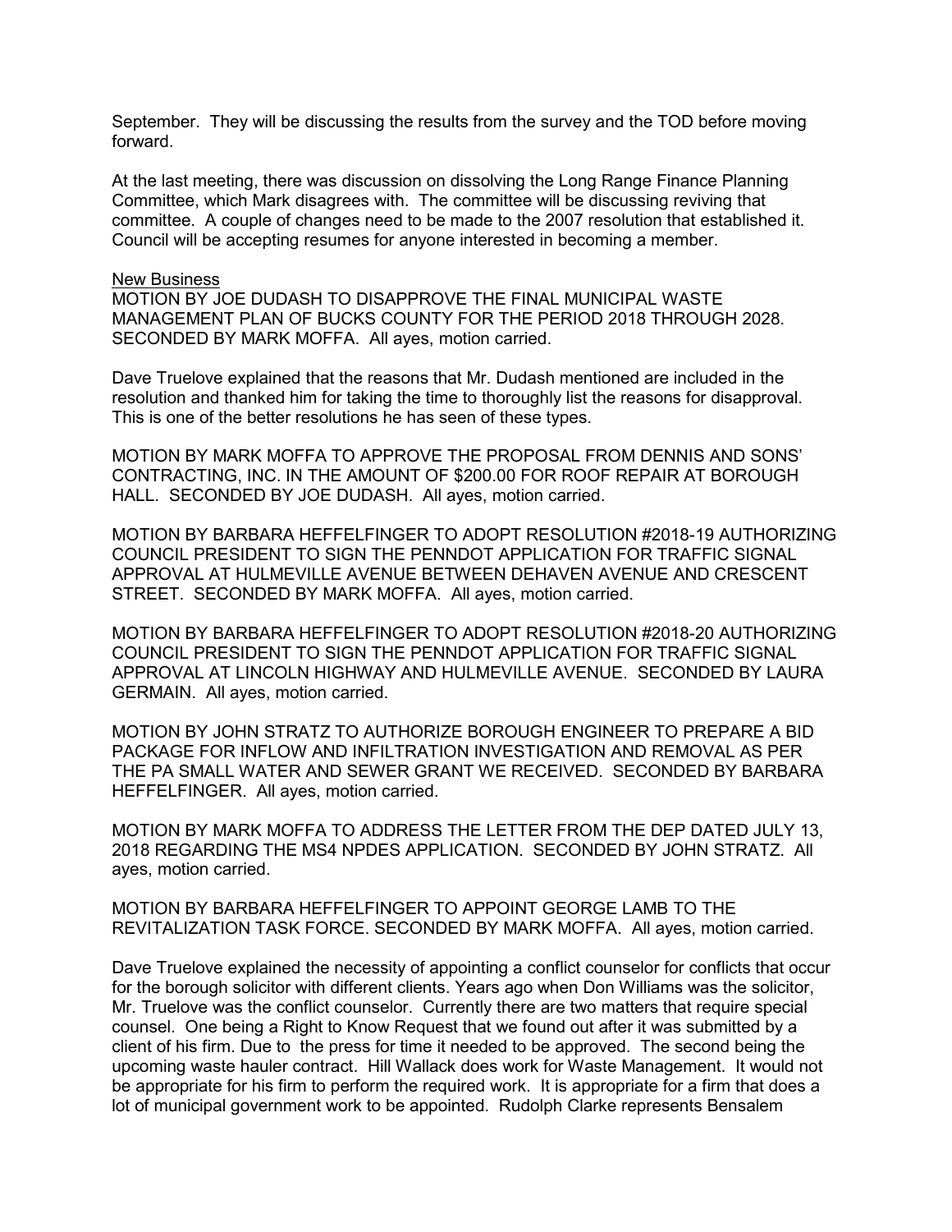September. They will be discussing the results from the survey and the TOD before moving forward.

At the last meeting, there was discussion on dissolving the Long Range Finance Planning Committee, which Mark disagrees with. The committee will be discussing reviving that committee. A couple of changes need to be made to the 2007 resolution that established it. Council will be accepting resumes for anyone interested in becoming a member.

New Business

MOTION BY JOE DUDASH TO DISAPPROVE THE FINAL MUNICIPAL WASTE MANAGEMENT PLAN OF BUCKS COUNTY FOR THE PERIOD 2018 THROUGH 2028. SECONDED BY MARK MOFFA. All ayes, motion carried.

Dave Truelove explained that the reasons that Mr. Dudash mentioned are included in the resolution and thanked him for taking the time to thoroughly list the reasons for disapproval. This is one of the better resolutions he has seen of these types.

MOTION BY MARK MOFFA TO APPROVE THE PROPOSAL FROM DENNIS AND SONS' CONTRACTING, INC. IN THE AMOUNT OF $200.00 FOR ROOF REPAIR AT BOROUGH HALL. SECONDED BY JOE DUDASH. All ayes, motion carried.

MOTION BY BARBARA HEFFELFINGER TO ADOPT RESOLUTION #2018-19 AUTHORIZING COUNCIL PRESIDENT TO SIGN THE PENNDOT APPLICATION FOR TRAFFIC SIGNAL APPROVAL AT HULMEVILLE AVENUE BETWEEN DEHAVEN AVENUE AND CRESCENT STREET. SECONDED BY MARK MOFFA. All ayes, motion carried.

MOTION BY BARBARA HEFFELFINGER TO ADOPT RESOLUTION #2018-20 AUTHORIZING COUNCIL PRESIDENT TO SIGN THE PENNDOT APPLICATION FOR TRAFFIC SIGNAL APPROVAL AT LINCOLN HIGHWAY AND HULMEVILLE AVENUE. SECONDED BY LAURA GERMAIN. All ayes, motion carried.

MOTION BY JOHN STRATZ TO AUTHORIZE BOROUGH ENGINEER TO PREPARE A BID PACKAGE FOR INFLOW AND INFILTRATION INVESTIGATION AND REMOVAL AS PER THE PA SMALL WATER AND SEWER GRANT WE RECEIVED. SECONDED BY BARBARA HEFFELFINGER. All ayes, motion carried.

MOTION BY MARK MOFFA TO ADDRESS THE LETTER FROM THE DEP DATED JULY 13, 2018 REGARDING THE MS4 NPDES APPLICATION. SECONDED BY JOHN STRATZ. All ayes, motion carried.

MOTION BY BARBARA HEFFELFINGER TO APPOINT GEORGE LAMB TO THE REVITALIZATION TASK FORCE. SECONDED BY MARK MOFFA. All ayes, motion carried.

Dave Truelove explained the necessity of appointing a conflict counselor for conflicts that occur for the borough solicitor with different clients. Years ago when Don Williams was the solicitor, Mr. Truelove was the conflict counselor. Currently there are two matters that require special counsel. One being a Right to Know Request that we found out after it was submitted by a client of his firm. Due to the press for time it needed to be approved. The second being the upcoming waste hauler contract. Hill Wallack does work for Waste Management. It would not be appropriate for his firm to perform the required work. It is appropriate for a firm that does a lot of municipal government work to be appointed. Rudolph Clarke represents Bensalem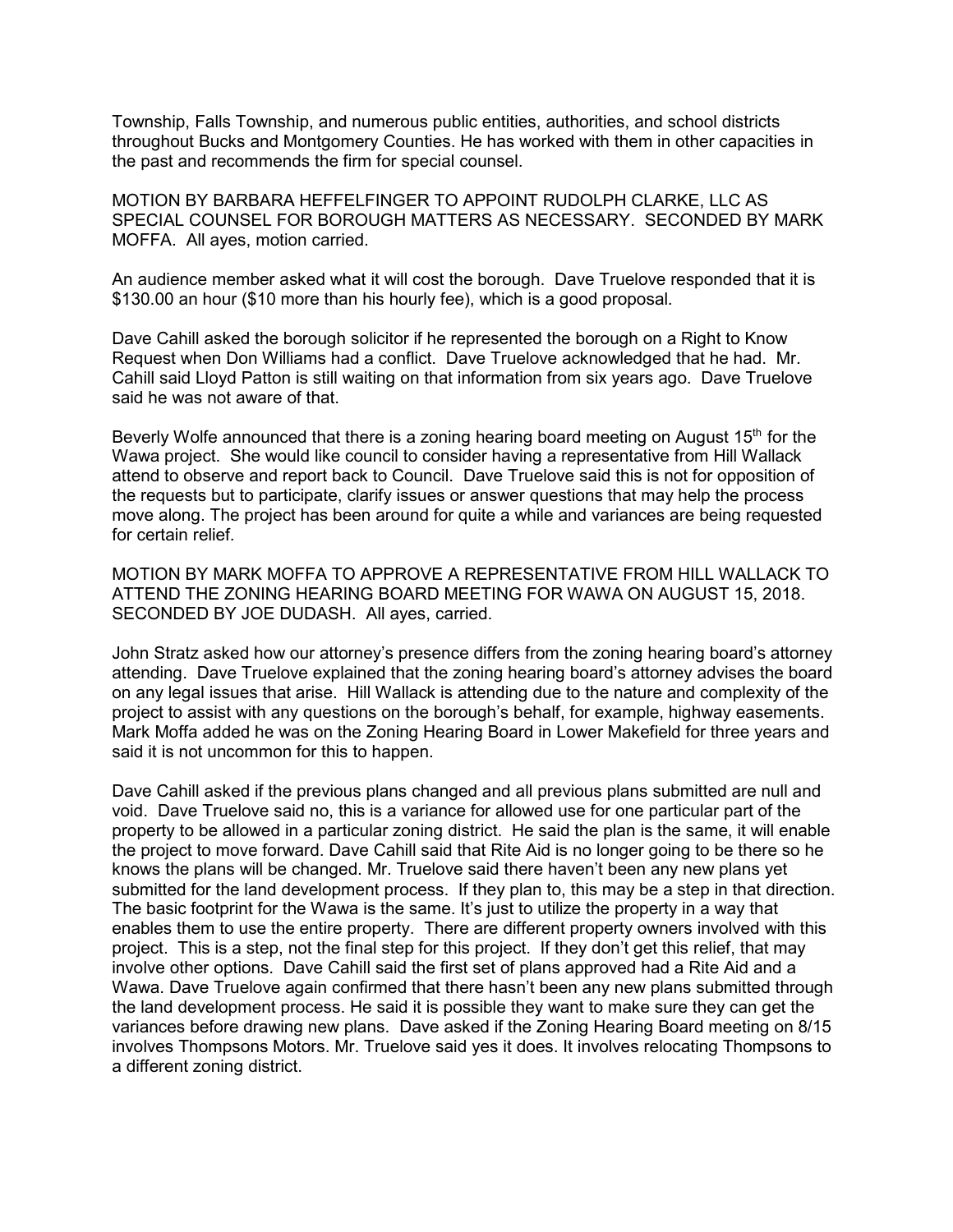Township, Falls Township, and numerous public entities, authorities, and school districts throughout Bucks and Montgomery Counties. He has worked with them in other capacities in the past and recommends the firm for special counsel.

MOTION BY BARBARA HEFFELFINGER TO APPOINT RUDOLPH CLARKE, LLC AS SPECIAL COUNSEL FOR BOROUGH MATTERS AS NECESSARY. SECONDED BY MARK MOFFA. All ayes, motion carried.

An audience member asked what it will cost the borough. Dave Truelove responded that it is $130.00 an hour ($10 more than his hourly fee), which is a good proposal.

Dave Cahill asked the borough solicitor if he represented the borough on a Right to Know Request when Don Williams had a conflict. Dave Truelove acknowledged that he had. Mr. Cahill said Lloyd Patton is still waiting on that information from six years ago. Dave Truelove said he was not aware of that.

Beverly Wolfe announced that there is a zoning hearing board meeting on August 15th for the Wawa project. She would like council to consider having a representative from Hill Wallack attend to observe and report back to Council. Dave Truelove said this is not for opposition of the requests but to participate, clarify issues or answer questions that may help the process move along. The project has been around for quite a while and variances are being requested for certain relief.

MOTION BY MARK MOFFA TO APPROVE A REPRESENTATIVE FROM HILL WALLACK TO ATTEND THE ZONING HEARING BOARD MEETING FOR WAWA ON AUGUST 15, 2018. SECONDED BY JOE DUDASH. All ayes, carried.

John Stratz asked how our attorney's presence differs from the zoning hearing board's attorney attending. Dave Truelove explained that the zoning hearing board's attorney advises the board on any legal issues that arise. Hill Wallack is attending due to the nature and complexity of the project to assist with any questions on the borough's behalf, for example, highway easements. Mark Moffa added he was on the Zoning Hearing Board in Lower Makefield for three years and said it is not uncommon for this to happen.

Dave Cahill asked if the previous plans changed and all previous plans submitted are null and void. Dave Truelove said no, this is a variance for allowed use for one particular part of the property to be allowed in a particular zoning district. He said the plan is the same, it will enable the project to move forward. Dave Cahill said that Rite Aid is no longer going to be there so he knows the plans will be changed. Mr. Truelove said there haven't been any new plans yet submitted for the land development process. If they plan to, this may be a step in that direction. The basic footprint for the Wawa is the same. It's just to utilize the property in a way that enables them to use the entire property. There are different property owners involved with this project. This is a step, not the final step for this project. If they don't get this relief, that may involve other options. Dave Cahill said the first set of plans approved had a Rite Aid and a Wawa. Dave Truelove again confirmed that there hasn't been any new plans submitted through the land development process. He said it is possible they want to make sure they can get the variances before drawing new plans. Dave asked if the Zoning Hearing Board meeting on 8/15 involves Thompsons Motors. Mr. Truelove said yes it does. It involves relocating Thompsons to a different zoning district.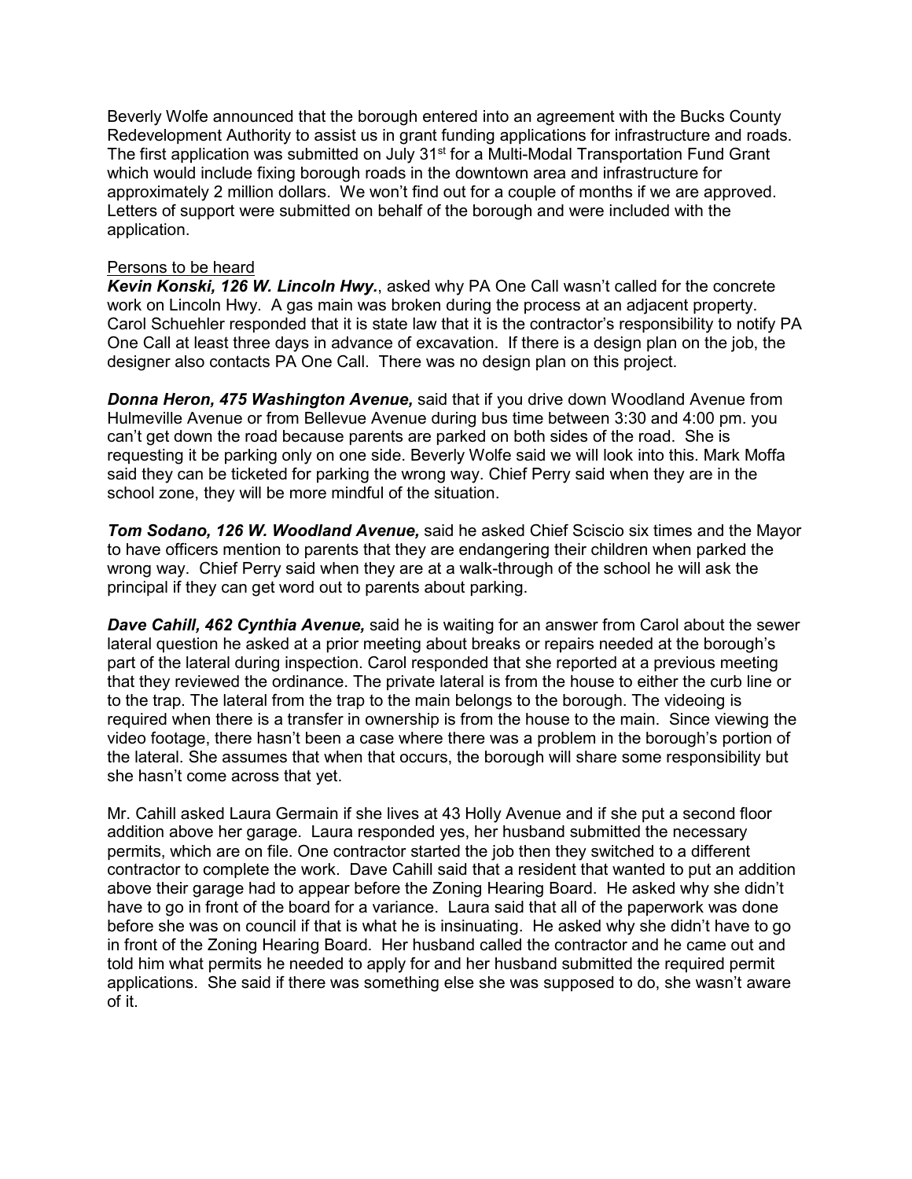Beverly Wolfe announced that the borough entered into an agreement with the Bucks County Redevelopment Authority to assist us in grant funding applications for infrastructure and roads. The first application was submitted on July 31st for a Multi-Modal Transportation Fund Grant which would include fixing borough roads in the downtown area and infrastructure for approximately 2 million dollars. We won't find out for a couple of months if we are approved. Letters of support were submitted on behalf of the borough and were included with the application.

<u>Persons to be heard</u>

***Kevin Konski, 126 W. Lincoln Hwy.***, asked why PA One Call wasn't called for the concrete work on Lincoln Hwy. A gas main was broken during the process at an adjacent property. Carol Schuehler responded that it is state law that it is the contractor's responsibility to notify PA One Call at least three days in advance of excavation. If there is a design plan on the job, the designer also contacts PA One Call. There was no design plan on this project.

***Donna Heron, 475 Washington Avenue,*** said that if you drive down Woodland Avenue from Hulmeville Avenue or from Bellevue Avenue during bus time between 3:30 and 4:00 pm. you can't get down the road because parents are parked on both sides of the road. She is requesting it be parking only on one side. Beverly Wolfe said we will look into this. Mark Moffa said they can be ticketed for parking the wrong way. Chief Perry said when they are in the school zone, they will be more mindful of the situation.

***Tom Sodano, 126 W. Woodland Avenue,*** said he asked Chief Sciscio six times and the Mayor to have officers mention to parents that they are endangering their children when parked the wrong way. Chief Perry said when they are at a walk-through of the school he will ask the principal if they can get word out to parents about parking.

***Dave Cahill, 462 Cynthia Avenue,*** said he is waiting for an answer from Carol about the sewer lateral question he asked at a prior meeting about breaks or repairs needed at the borough's part of the lateral during inspection. Carol responded that she reported at a previous meeting that they reviewed the ordinance. The private lateral is from the house to either the curb line or to the trap. The lateral from the trap to the main belongs to the borough. The videoing is required when there is a transfer in ownership is from the house to the main. Since viewing the video footage, there hasn't been a case where there was a problem in the borough's portion of the lateral. She assumes that when that occurs, the borough will share some responsibility but she hasn't come across that yet.

Mr. Cahill asked Laura Germain if she lives at 43 Holly Avenue and if she put a second floor addition above her garage. Laura responded yes, her husband submitted the necessary permits, which are on file. One contractor started the job then they switched to a different contractor to complete the work. Dave Cahill said that a resident that wanted to put an addition above their garage had to appear before the Zoning Hearing Board. He asked why she didn't have to go in front of the board for a variance. Laura said that all of the paperwork was done before she was on council if that is what he is insinuating. He asked why she didn't have to go in front of the Zoning Hearing Board. Her husband called the contractor and he came out and told him what permits he needed to apply for and her husband submitted the required permit applications. She said if there was something else she was supposed to do, she wasn't aware of it.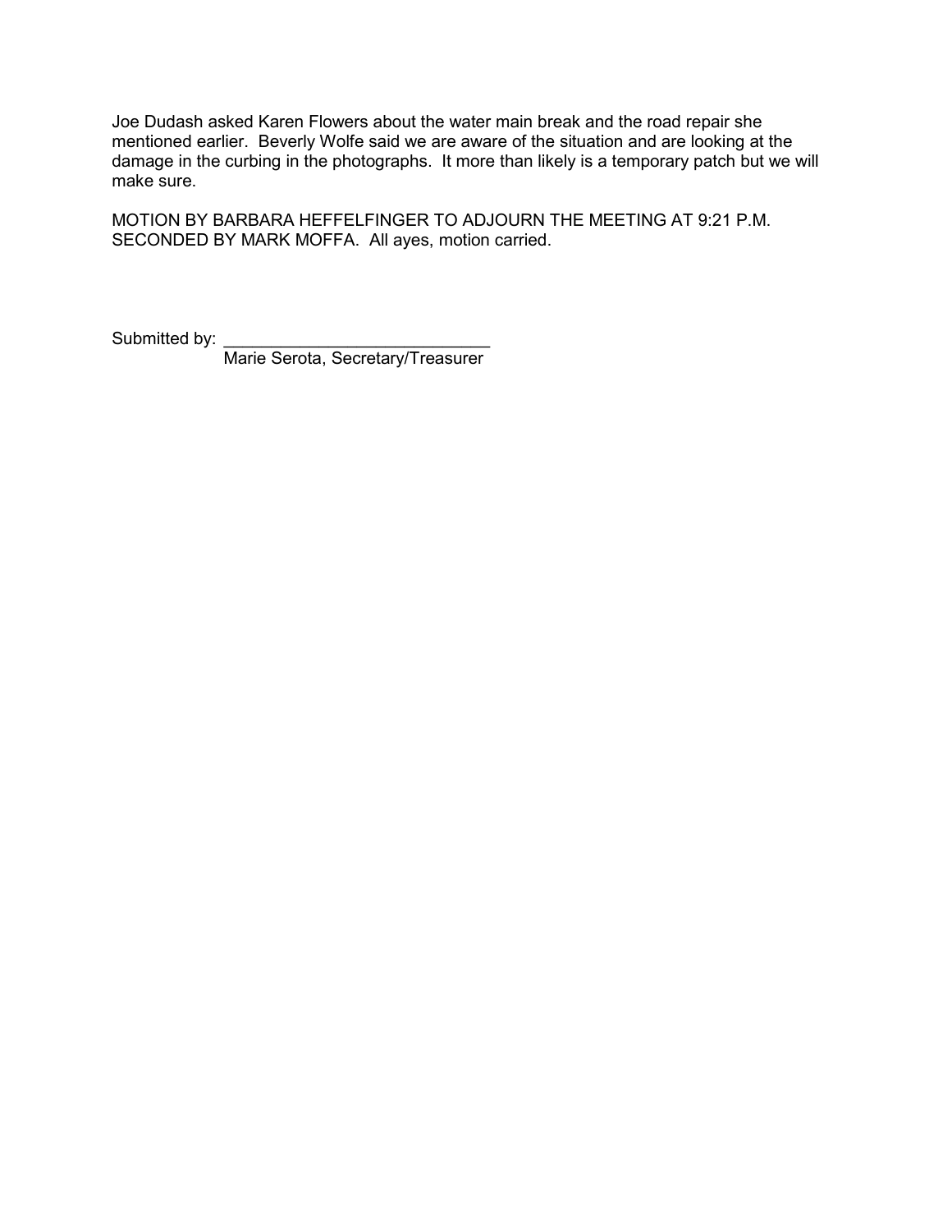Joe Dudash asked Karen Flowers about the water main break and the road repair she mentioned earlier. Beverly Wolfe said we are aware of the situation and are looking at the damage in the curbing in the photographs. It more than likely is a temporary patch but we will make sure.

MOTION BY BARBARA HEFFELFINGER TO ADJOURN THE MEETING AT 9:21 P.M. SECONDED BY MARK MOFFA. All ayes, motion carried.

Submitted by: ____________________________
Marie Serota, Secretary/Treasurer